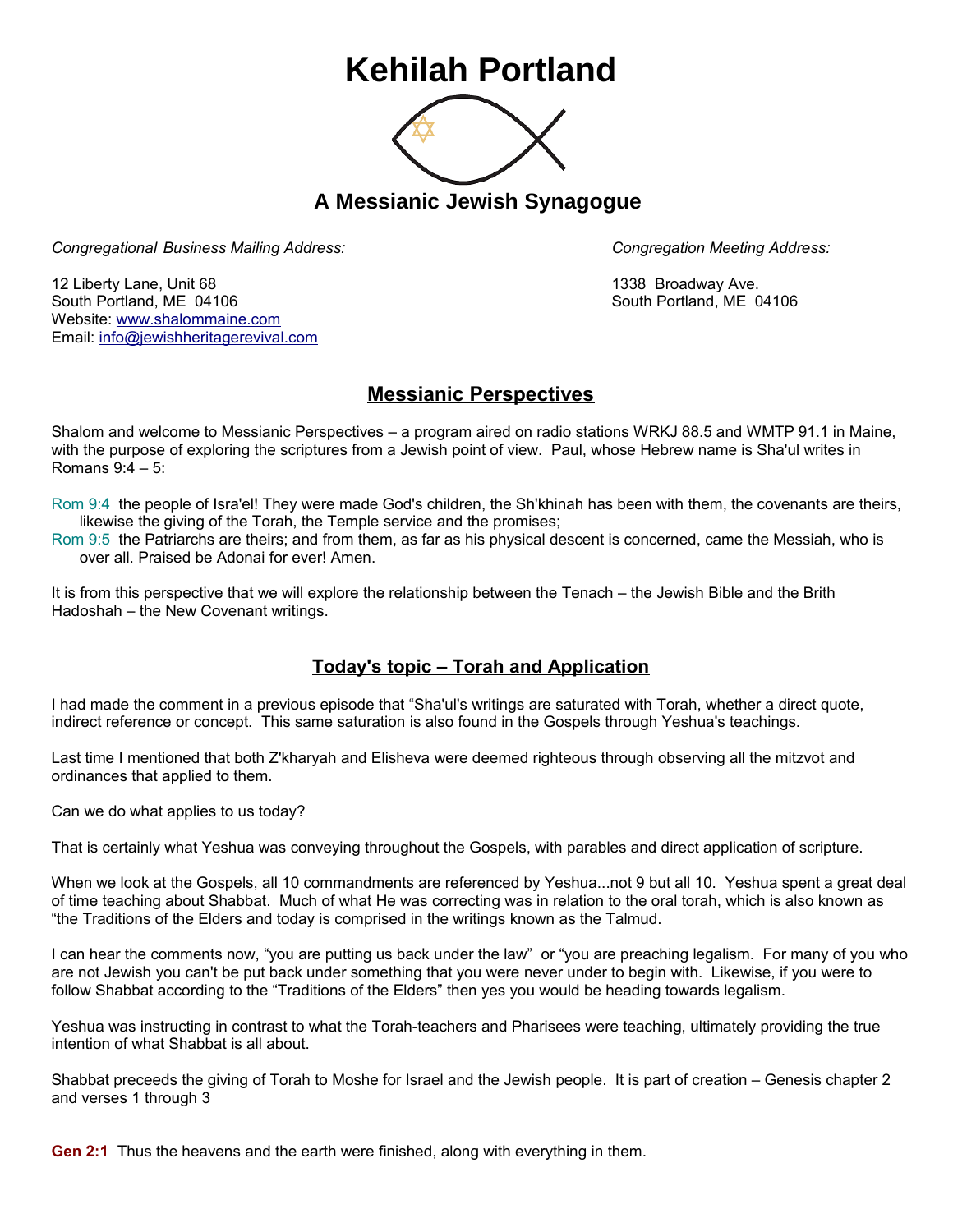# Kehilah Portland

## A Messianic Jewish Synagogue

*Congregational Business Mailing Address:*

12 Liberty Lane, Unit 68
South Portland, ME 04106
Website: www.shalommaine.com
Email: info@jewishheritagerevival.com

*Congregation Meeting Address:*

1338 Broadway Ave.
South Portland, ME 04106

## Messianic Perspectives

Shalom and welcome to Messianic Perspectives – a program aired on radio stations WRKJ 88.5 and WMTP 91.1 in Maine, with the purpose of exploring the scriptures from a Jewish point of view. Paul, whose Hebrew name is Sha'ul writes in Romans 9:4 – 5:

Rom 9:4 the people of Isra'el! They were made God's children, the Sh'khinah has been with them, the covenants are theirs, likewise the giving of the Torah, the Temple service and the promises;
Rom 9:5 the Patriarchs are theirs; and from them, as far as his physical descent is concerned, came the Messiah, who is over all. Praised be Adonai for ever! Amen.

It is from this perspective that we will explore the relationship between the Tenach – the Jewish Bible and the Brith Hadoshah – the New Covenant writings.

## Today's topic – Torah and Application

I had made the comment in a previous episode that "Sha'ul's writings are saturated with Torah, whether a direct quote, indirect reference or concept. This same saturation is also found in the Gospels through Yeshua's teachings.

Last time I mentioned that both Z'kharyah and Elisheva were deemed righteous through observing all the mitzvot and ordinances that applied to them.

Can we do what applies to us today?

That is certainly what Yeshua was conveying throughout the Gospels, with parables and direct application of scripture.

When we look at the Gospels, all 10 commandments are referenced by Yeshua...not 9 but all 10. Yeshua spent a great deal of time teaching about Shabbat. Much of what He was correcting was in relation to the oral torah, which is also known as "the Traditions of the Elders and today is comprised in the writings known as the Talmud.

I can hear the comments now, "you are putting us back under the law" or "you are preaching legalism. For many of you who are not Jewish you can't be put back under something that you were never under to begin with. Likewise, if you were to follow Shabbat according to the "Traditions of the Elders" then yes you would be heading towards legalism.

Yeshua was instructing in contrast to what the Torah-teachers and Pharisees were teaching, ultimately providing the true intention of what Shabbat is all about.

Shabbat preceeds the giving of Torah to Moshe for Israel and the Jewish people. It is part of creation – Genesis chapter 2 and verses 1 through 3

**Gen 2:1** Thus the heavens and the earth were finished, along with everything in them.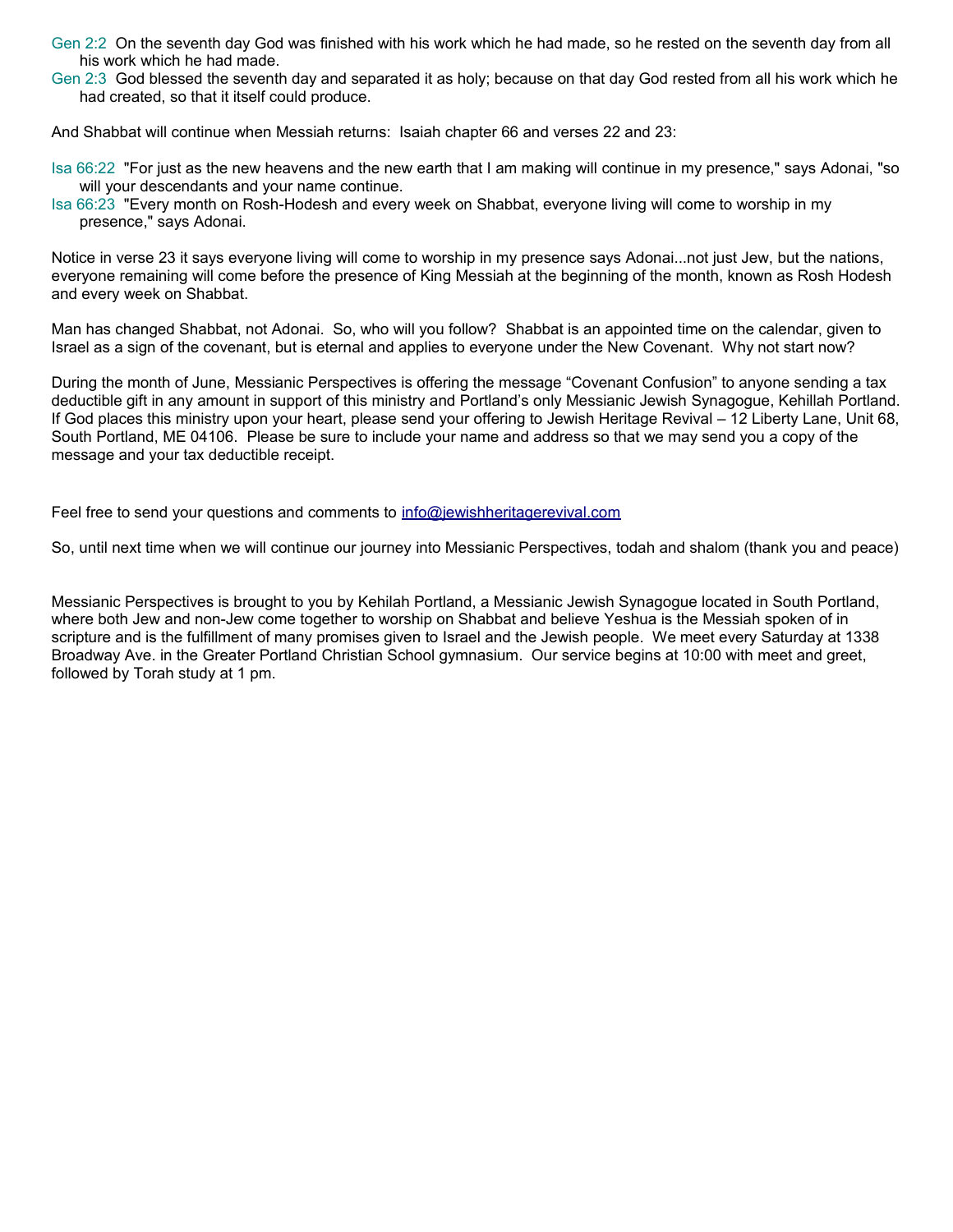Gen 2:2 On the seventh day God was finished with his work which he had made, so he rested on the seventh day from all his work which he had made.
Gen 2:3 God blessed the seventh day and separated it as holy; because on that day God rested from all his work which he had created, so that it itself could produce.

And Shabbat will continue when Messiah returns: Isaiah chapter 66 and verses 22 and 23:

Isa 66:22 "For just as the new heavens and the new earth that I am making will continue in my presence," says Adonai, "so will your descendants and your name continue.
Isa 66:23 "Every month on Rosh-Hodesh and every week on Shabbat, everyone living will come to worship in my presence," says Adonai.

Notice in verse 23 it says everyone living will come to worship in my presence says Adonai...not just Jew, but the nations, everyone remaining will come before the presence of King Messiah at the beginning of the month, known as Rosh Hodesh and every week on Shabbat.

Man has changed Shabbat, not Adonai. So, who will you follow? Shabbat is an appointed time on the calendar, given to Israel as a sign of the covenant, but is eternal and applies to everyone under the New Covenant. Why not start now?

During the month of June, Messianic Perspectives is offering the message "Covenant Confusion" to anyone sending a tax deductible gift in any amount in support of this ministry and Portland's only Messianic Jewish Synagogue, Kehillah Portland. If God places this ministry upon your heart, please send your offering to Jewish Heritage Revival – 12 Liberty Lane, Unit 68, South Portland, ME 04106. Please be sure to include your name and address so that we may send you a copy of the message and your tax deductible receipt.

Feel free to send your questions and comments to info@jewishheritagerevival.com

So, until next time when we will continue our journey into Messianic Perspectives, todah and shalom (thank you and peace)

Messianic Perspectives is brought to you by Kehilah Portland, a Messianic Jewish Synagogue located in South Portland, where both Jew and non-Jew come together to worship on Shabbat and believe Yeshua is the Messiah spoken of in scripture and is the fulfillment of many promises given to Israel and the Jewish people. We meet every Saturday at 1338 Broadway Ave. in the Greater Portland Christian School gymnasium. Our service begins at 10:00 with meet and greet, followed by Torah study at 1 pm.